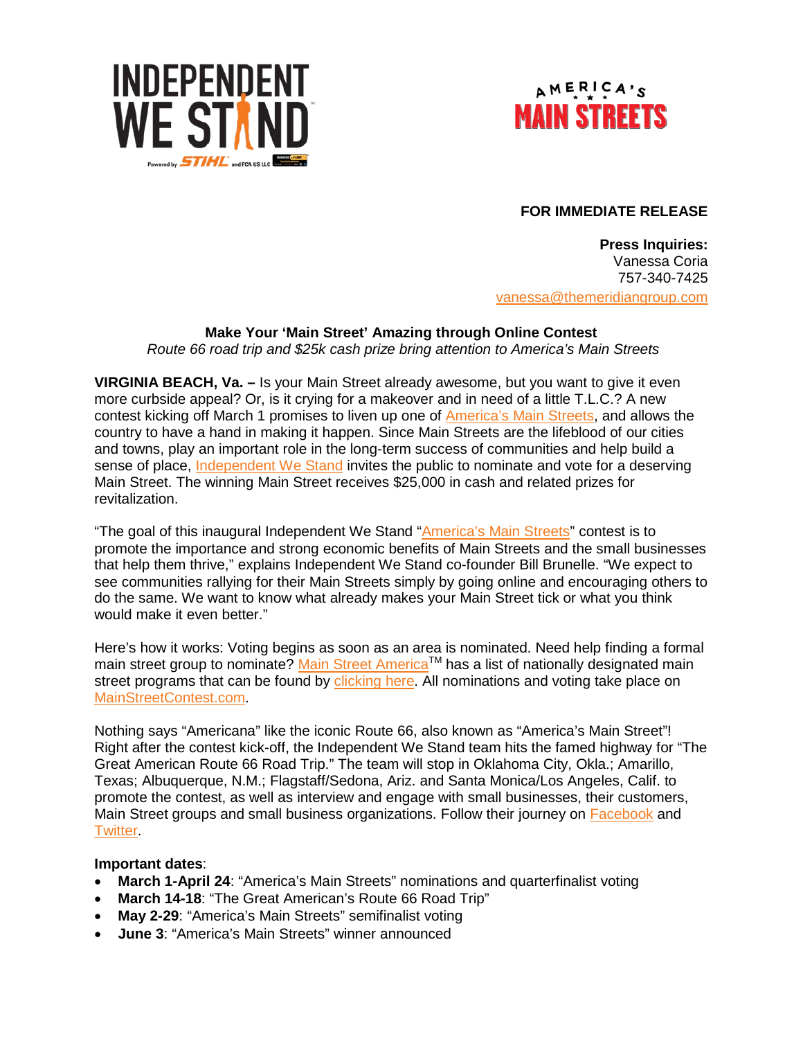**FOR IMMEDIATE RELEASE**

**Press Inquiries:**
Vanessa Coria
757-340-7425
vanessa@themeridiangroup.com

**Make Your 'Main Street' Amazing through Online Contest**

*Route 66 road trip and $25k cash prize bring attention to America's Main Streets*

**VIRGINIA BEACH, Va. –** Is your Main Street already awesome, but you want to give it even more curbside appeal? Or, is it crying for a makeover and in need of a little T.L.C.? A new contest kicking off March 1 promises to liven up one of America's Main Streets, and allows the country to have a hand in making it happen. Since Main Streets are the lifeblood of our cities and towns, play an important role in the long-term success of communities and help build a sense of place, Independent We Stand invites the public to nominate and vote for a deserving Main Street. The winning Main Street receives $25,000 in cash and related prizes for revitalization.

"The goal of this inaugural Independent We Stand "America's Main Streets" contest is to promote the importance and strong economic benefits of Main Streets and the small businesses that help them thrive," explains Independent We Stand co-founder Bill Brunelle. "We expect to see communities rallying for their Main Streets simply by going online and encouraging others to do the same. We want to know what already makes your Main Street tick or what you think would make it even better."

Here's how it works: Voting begins as soon as an area is nominated. Need help finding a formal main street group to nominate? Main Street America™ has a list of nationally designated main street programs that can be found by clicking here. All nominations and voting take place on MainStreetContest.com.

Nothing says "Americana" like the iconic Route 66, also known as "America's Main Street"! Right after the contest kick-off, the Independent We Stand team hits the famed highway for "The Great American Route 66 Road Trip." The team will stop in Oklahoma City, Okla.; Amarillo, Texas; Albuquerque, N.M.; Flagstaff/Sedona, Ariz. and Santa Monica/Los Angeles, Calif. to promote the contest, as well as interview and engage with small businesses, their customers, Main Street groups and small business organizations. Follow their journey on Facebook and Twitter.

**Important dates**:

- **March 1-April 24**: "America's Main Streets" nominations and quarterfinalist voting
- **March 14-18**: "The Great American Route 66 Road Trip"
- **May 2-29**: "America's Main Streets" semifinalist voting
- **June 3**: "America's Main Streets" winner announced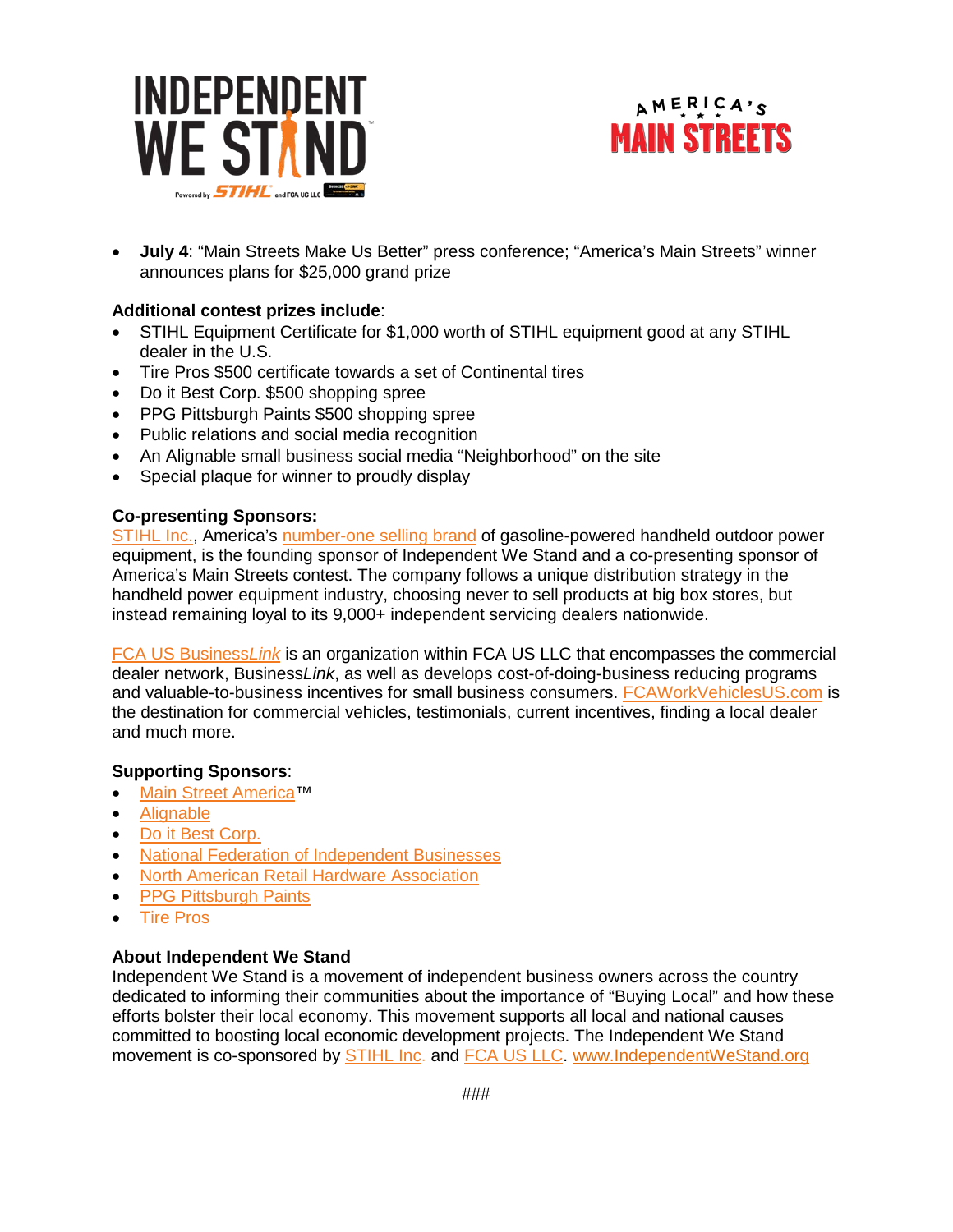- **July 4**: "Main Streets Make Us Better" press conference; "America's Main Streets" winner announces plans for $25,000 grand prize

**Additional contest prizes include**:

- STIHL Equipment Certificate for $1,000 worth of STIHL equipment good at any STIHL dealer in the U.S.
- Tire Pros $500 certificate towards a set of Continental tires
- Do it Best Corp. $500 shopping spree
- PPG Pittsburgh Paints $500 shopping spree
- Public relations and social media recognition
- An Alignable small business social media "Neighborhood" on the site
- Special plaque for winner to proudly display

**Co-presenting Sponsors:**

STIHL Inc., America's number-one selling brand of gasoline-powered handheld outdoor power equipment, is the founding sponsor of Independent We Stand and a co-presenting sponsor of America's Main Streets contest. The company follows a unique distribution strategy in the handheld power equipment industry, choosing never to sell products at big box stores, but instead remaining loyal to its 9,000+ independent servicing dealers nationwide.

FCA US Business*Link* is an organization within FCA US LLC that encompasses the commercial dealer network, Business*Link*, as well as develops cost-of-doing-business reducing programs and valuable-to-business incentives for small business consumers. FCAWorkVehiclesUS.com is the destination for commercial vehicles, testimonials, current incentives, finding a local dealer and much more.

**Supporting Sponsors**:

- Main Street America™
- Alignable
- Do it Best Corp.
- National Federation of Independent Businesses
- North American Retail Hardware Association
- PPG Pittsburgh Paints
- Tire Pros

**About Independent We Stand**

Independent We Stand is a movement of independent business owners across the country dedicated to informing their communities about the importance of "Buying Local" and how these efforts bolster their local economy. This movement supports all local and national causes committed to boosting local economic development projects. The Independent We Stand movement is co-sponsored by STIHL Inc. and FCA US LLC. www.IndependentWeStand.org

###